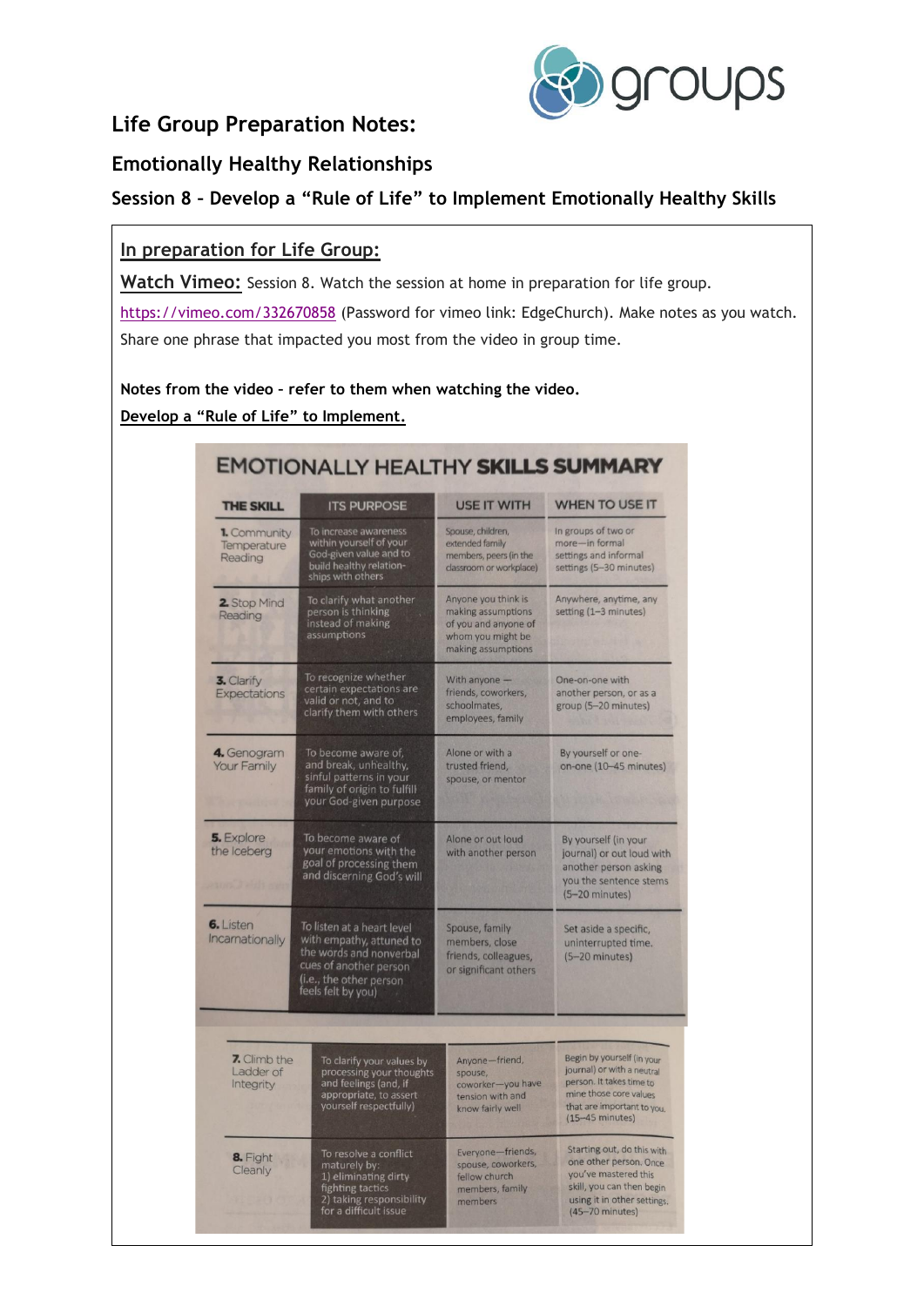# Life Group Preparation Notes:

## Emotionally Healthy Relationships

## Session 8 – Develop a "Rule of Life" to Implement Emotionally Healthy Skills

### In preparation for Life Group:

**Watch Vimeo:** Session 8. Watch the session at home in preparation for life group. https://vimeo.com/332670858 (Password for vimeo link: EdgeChurch). Make notes as you watch. Share one phrase that impacted you most from the video in group time.

**Notes from the video – refer to them when watching the video.**

**Develop a "Rule of Life" to Implement.**

**EMOTIONALLY HEALTHY SKILLS SUMMARY**

| THE SKILL | ITS PURPOSE | USE IT WITH | WHEN TO USE IT |
|---|---|---|---|
| 1. Community Temperature Reading | To increase awareness within yourself of your God-given value and to build healthy relationships with others | Spouse, children, extended family members, peers (in the classroom or workplace) | In groups of two or more—in formal settings and informal settings (5–30 minutes) |
| 2. Stop Mind Reading | To clarify what another person is thinking instead of making assumptions | Anyone you think is making assumptions of you and anyone of whom you might be making assumptions | Anywhere, anytime, any setting (1–3 minutes) |
| 3. Clarify Expectations | To recognize whether certain expectations are valid or not, and to clarify them with others | With anyone — friends, coworkers, schoolmates, employees, family | One-on-one with another person, or as a group (5–20 minutes) |
| 4. Genogram Your Family | To become aware of, and break, unhealthy, sinful patterns in your family of origin to fulfill your God-given purpose | Alone or with a trusted friend, spouse, or mentor | By yourself or one-on-one (10–45 minutes) |
| 5. Explore the Iceberg | To become aware of your emotions with the goal of processing them and discerning God's will | Alone or out loud with another person | By yourself (in your journal) or out loud with another person asking you the sentence stems (5–20 minutes) |
| 6. Listen Incarnationally | To listen at a heart level with empathy, attuned to the words and nonverbal cues of another person (i.e., the other person feels felt by you) | Spouse, family members, close friends, colleagues, or significant others | Set aside a specific, uninterrupted time. (5–20 minutes) |
| 7. Climb the Ladder of Integrity | To clarify your values by processing your thoughts and feelings (and, if appropriate, to assert yourself respectfully) | Anyone—friend, spouse, coworker—you have tension with and know fairly well | Begin by yourself (in your journal) or with a neutral person. It takes time to mine those core values that are important to you. (15–45 minutes) |
| 8. Fight Cleanly | To resolve a conflict maturely by: 1) eliminating dirty fighting tactics 2) taking responsibility for a difficult issue | Everyone—friends, spouse, coworkers, fellow church members, family members | Starting out, do this with one other person. Once you've mastered this skill, you can then begin using it in other settings. (45–70 minutes) |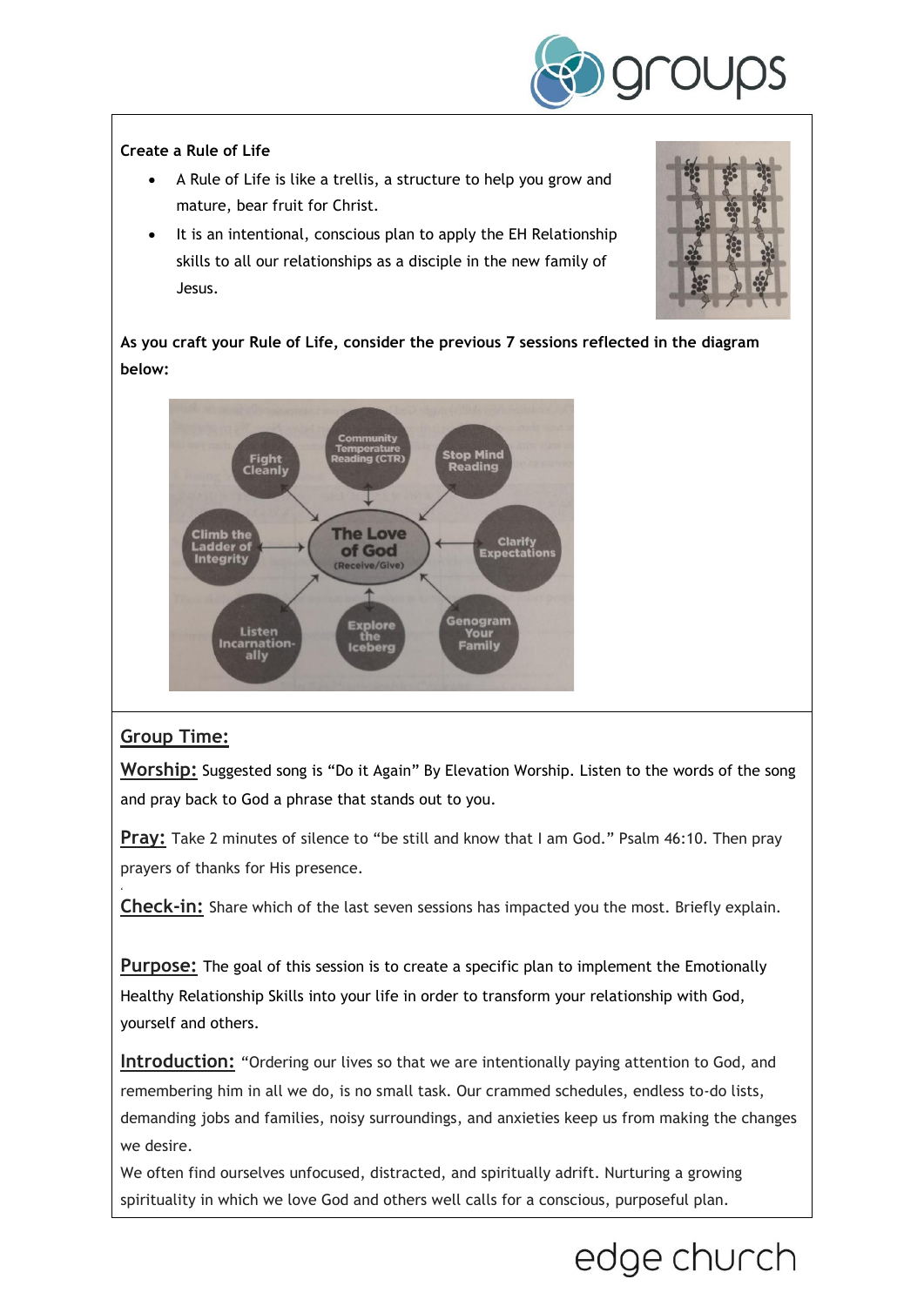**Create a Rule of Life**

- A Rule of Life is like a trellis, a structure to help you grow and mature, bear fruit for Christ.
- It is an intentional, conscious plan to apply the EH Relationship skills to all our relationships as a disciple in the new family of Jesus.

**As you craft your Rule of Life, consider the previous 7 sessions reflected in the diagram below:**

## Group Time:

**Worship:** Suggested song is "Do it Again" By Elevation Worship. Listen to the words of the song and pray back to God a phrase that stands out to you.

**Pray:** Take 2 minutes of silence to "be still and know that I am God." Psalm 46:10. Then pray prayers of thanks for His presence.

**Check-in:** Share which of the last seven sessions has impacted you the most. Briefly explain.

**Purpose:** The goal of this session is to create a specific plan to implement the Emotionally Healthy Relationship Skills into your life in order to transform your relationship with God, yourself and others.

**Introduction:** "Ordering our lives so that we are intentionally paying attention to God, and remembering him in all we do, is no small task. Our crammed schedules, endless to-do lists, demanding jobs and families, noisy surroundings, and anxieties keep us from making the changes we desire.

We often find ourselves unfocused, distracted, and spiritually adrift. Nurturing a growing spirituality in which we love God and others well calls for a conscious, purposeful plan.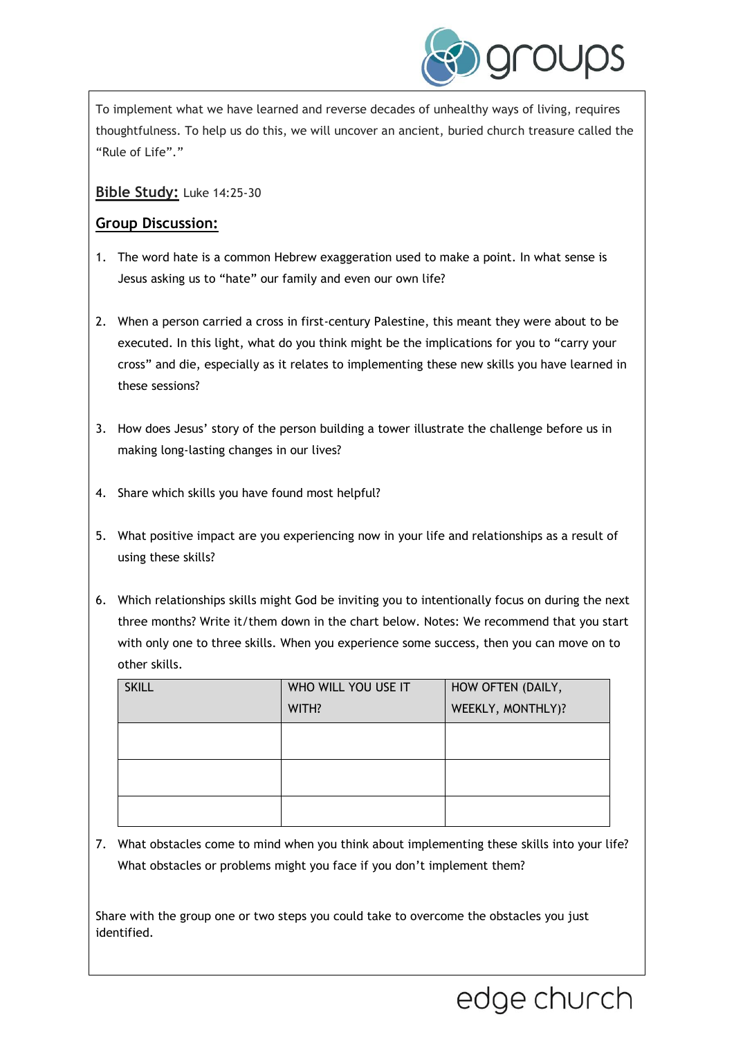To implement what we have learned and reverse decades of unhealthy ways of living, requires thoughtfulness. To help us do this, we will uncover an ancient, buried church treasure called the "Rule of Life"."

**Bible Study:** Luke 14:25-30

**Group Discussion:**

1. The word hate is a common Hebrew exaggeration used to make a point. In what sense is Jesus asking us to "hate" our family and even our own life?

2. When a person carried a cross in first-century Palestine, this meant they were about to be executed. In this light, what do you think might be the implications for you to "carry your cross" and die, especially as it relates to implementing these new skills you have learned in these sessions?

3. How does Jesus' story of the person building a tower illustrate the challenge before us in making long-lasting changes in our lives?

4. Share which skills you have found most helpful?

5. What positive impact are you experiencing now in your life and relationships as a result of using these skills?

6. Which relationships skills might God be inviting you to intentionally focus on during the next three months? Write it/them down in the chart below. Notes: We recommend that you start with only one to three skills. When you experience some success, then you can move on to other skills.

| SKILL | WHO WILL YOU USE IT WITH? | HOW OFTEN (DAILY, WEEKLY, MONTHLY)? |
| --- | --- | --- |
| | | |
| | | |
| | | |

7. What obstacles come to mind when you think about implementing these skills into your life? What obstacles or problems might you face if you don't implement them?

Share with the group one or two steps you could take to overcome the obstacles you just identified.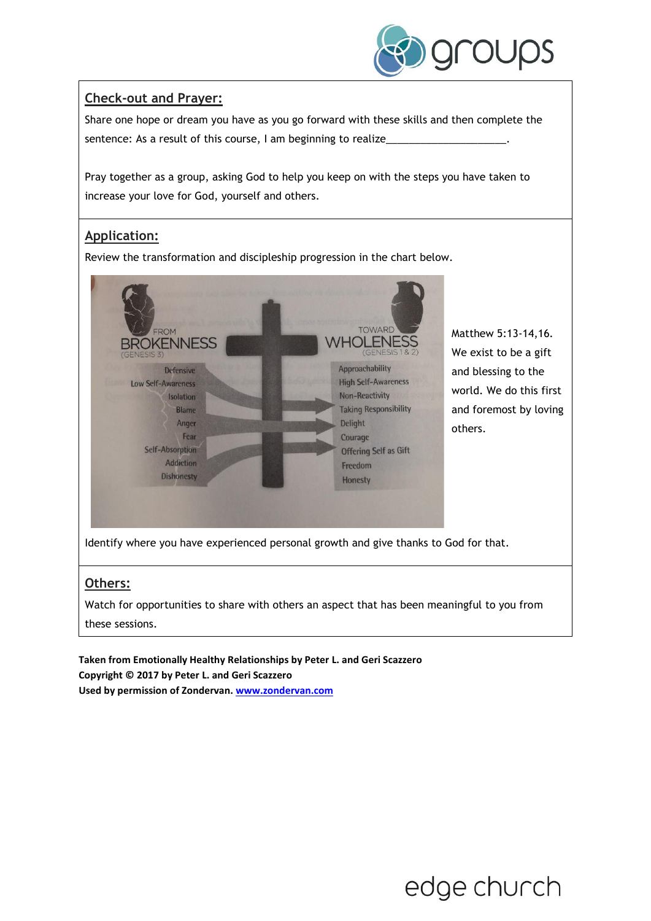## Check-out and Prayer:

Share one hope or dream you have as you go forward with these skills and then complete the sentence: As a result of this course, I am beginning to realize____________________.

Pray together as a group, asking God to help you keep on with the steps you have taken to increase your love for God, yourself and others.

## Application:

Review the transformation and discipleship progression in the chart below.

FROM
BROKENNESS
(GENESIS 3)

Defensive
Low Self-Awareness
Isolation
Blame
Anger
Fear
Self-Absorption
Addiction
Dishonesty

TOWARD
WHOLENESS
(GENESIS 1 & 2)

Approachability
High Self-Awareness
Non-Reactivity
Taking Responsibility
Delight
Courage
Offering Self as Gift
Freedom
Honesty

Matthew 5:13-14,16. We exist to be a gift and blessing to the world. We do this first and foremost by loving others.

Identify where you have experienced personal growth and give thanks to God for that.

## Others:

Watch for opportunities to share with others an aspect that has been meaningful to you from these sessions.

**Taken from Emotionally Healthy Relationships by Peter L. and Geri Scazzero**
**Copyright © 2017 by Peter L. and Geri Scazzero**
**Used by permission of Zondervan. www.zondervan.com**